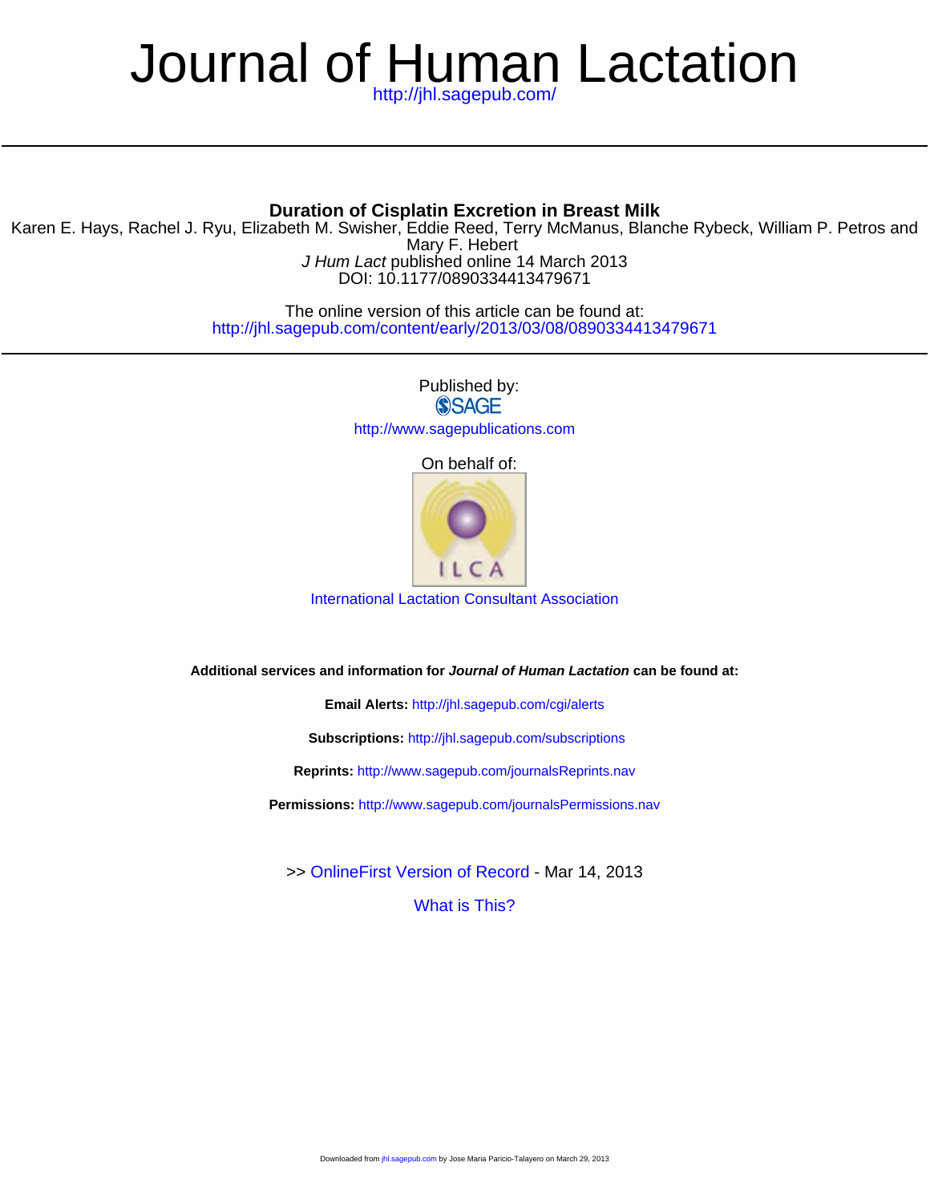# Journal of Human Lactation

http://jhl.sagepub.com/

## Duration of Cisplatin Excretion in Breast Milk

Karen E. Hays, Rachel J. Ryu, Elizabeth M. Swisher, Eddie Reed, Terry McManus, Blanche Rybeck, William P. Petros and Mary F. Hebert

*J Hum Lact* published online 14 March 2013

DOI: 10.1177/0890334413479671

The online version of this article can be found at:

http://jhl.sagepub.com/content/early/2013/03/08/0890334413479671

Published by:

SAGE

http://www.sagepublications.com

On behalf of:

ILCA

International Lactation Consultant Association

**Additional services and information for *Journal of Human Lactation* can be found at:**

**Email Alerts:** http://jhl.sagepub.com/cgi/alerts

**Subscriptions:** http://jhl.sagepub.com/subscriptions

**Reprints:** http://www.sagepub.com/journalsReprints.nav

**Permissions:** http://www.sagepub.com/journalsPermissions.nav

>> OnlineFirst Version of Record - Mar 14, 2013

What is This?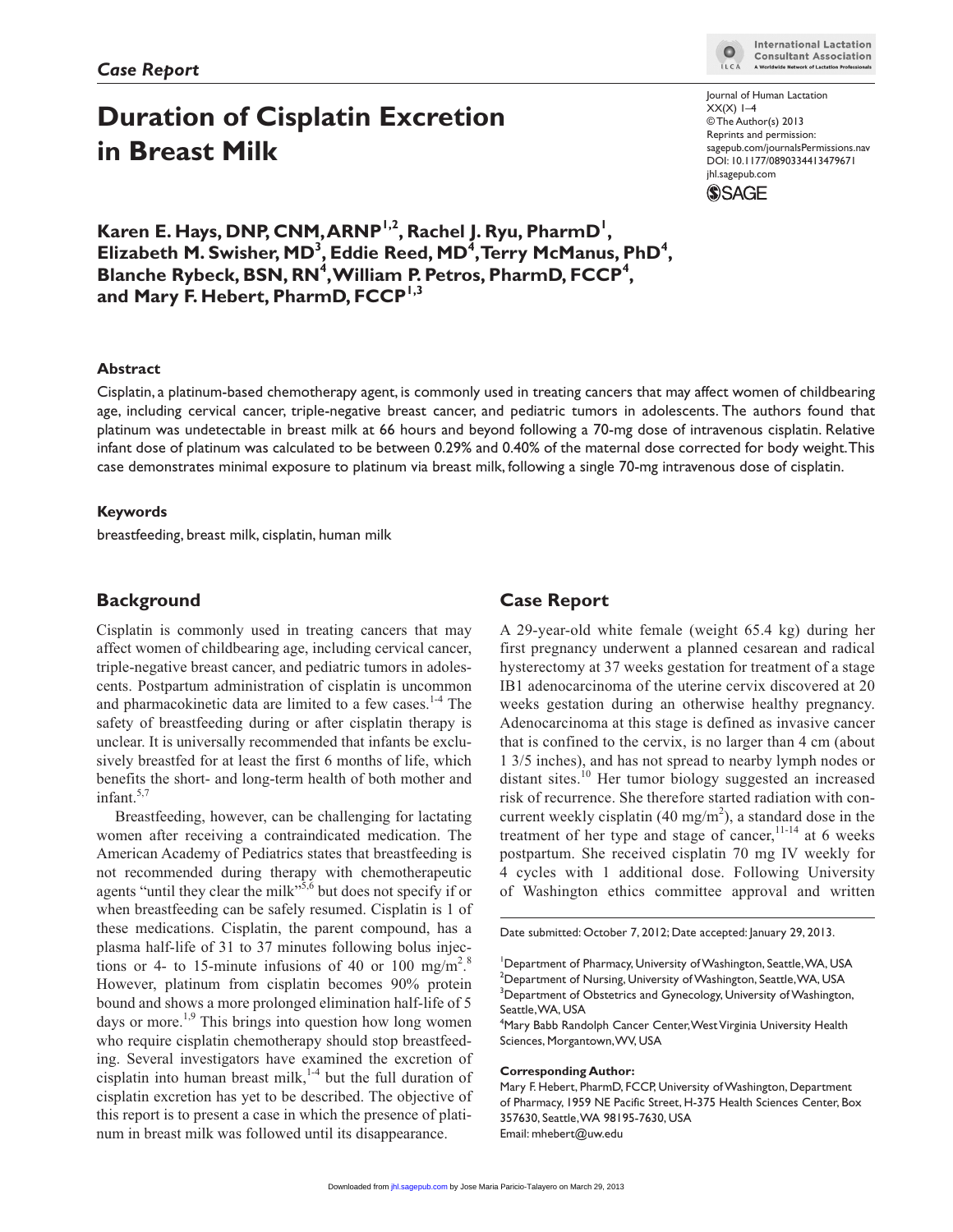*Case Report*

# Duration of Cisplatin Excretion in Breast Milk

Karen E. Hays, DNP, CNM, ARNP[1,2], Rachel J. Ryu, PharmD[1], Elizabeth M. Swisher, MD[3], Eddie Reed, MD[4], Terry McManus, PhD[4], Blanche Rybeck, BSN, RN[4], William P. Petros, PharmD, FCCP[4], and Mary F. Hebert, PharmD, FCCP[1,3]

## Abstract

Cisplatin, a platinum-based chemotherapy agent, is commonly used in treating cancers that may affect women of childbearing age, including cervical cancer, triple-negative breast cancer, and pediatric tumors in adolescents. The authors found that platinum was undetectable in breast milk at 66 hours and beyond following a 70-mg dose of intravenous cisplatin. Relative infant dose of platinum was calculated to be between 0.29% and 0.40% of the maternal dose corrected for body weight. This case demonstrates minimal exposure to platinum via breast milk, following a single 70-mg intravenous dose of cisplatin.

## Keywords

breastfeeding, breast milk, cisplatin, human milk

## Background

Cisplatin is commonly used in treating cancers that may affect women of childbearing age, including cervical cancer, triple-negative breast cancer, and pediatric tumors in adolescents. Postpartum administration of cisplatin is uncommon and pharmacokinetic data are limited to a few cases.[1-4] The safety of breastfeeding during or after cisplatin therapy is unclear. It is universally recommended that infants be exclusively breastfed for at least the first 6 months of life, which benefits the short- and long-term health of both mother and infant.[5,7]

Breastfeeding, however, can be challenging for lactating women after receiving a contraindicated medication. The American Academy of Pediatrics states that breastfeeding is not recommended during therapy with chemotherapeutic agents "until they clear the milk"[5,6] but does not specify if or when breastfeeding can be safely resumed. Cisplatin is 1 of these medications. Cisplatin, the parent compound, has a plasma half-life of 31 to 37 minutes following bolus injections or 4- to 15-minute infusions of 40 or 100 mg/m$^2$.[8] However, platinum from cisplatin becomes 90% protein bound and shows a more prolonged elimination half-life of 5 days or more.[1,9] This brings into question how long women who require cisplatin chemotherapy should stop breastfeeding. Several investigators have examined the excretion of cisplatin into human breast milk,[1-4] but the full duration of cisplatin excretion has yet to be described. The objective of this report is to present a case in which the presence of platinum in breast milk was followed until its disappearance.

## Case Report

A 29-year-old white female (weight 65.4 kg) during her first pregnancy underwent a planned cesarean and radical hysterectomy at 37 weeks gestation for treatment of a stage IB1 adenocarcinoma of the uterine cervix discovered at 20 weeks gestation during an otherwise healthy pregnancy. Adenocarcinoma at this stage is defined as invasive cancer that is confined to the cervix, is no larger than 4 cm (about 1 3/5 inches), and has not spread to nearby lymph nodes or distant sites.[10] Her tumor biology suggested an increased risk of recurrence. She therefore started radiation with concurrent weekly cisplatin (40 mg/m$^2$), a standard dose in the treatment of her type and stage of cancer,[11-14] at 6 weeks postpartum. She received cisplatin 70 mg IV weekly for 4 cycles with 1 additional dose. Following University of Washington ethics committee approval and written

Date submitted: October 7, 2012; Date accepted: January 29, 2013.

[1]Department of Pharmacy, University of Washington, Seattle, WA, USA
[2]Department of Nursing, University of Washington, Seattle, WA, USA
[3]Department of Obstetrics and Gynecology, University of Washington, Seattle, WA, USA
[4]Mary Babb Randolph Cancer Center, West Virginia University Health Sciences, Morgantown, WV, USA

**Corresponding Author:**
Mary F. Hebert, PharmD, FCCP, University of Washington, Department of Pharmacy, 1959 NE Pacific Street, H-375 Health Sciences Center, Box 357630, Seattle, WA 98195-7630, USA
Email: mhebert@uw.edu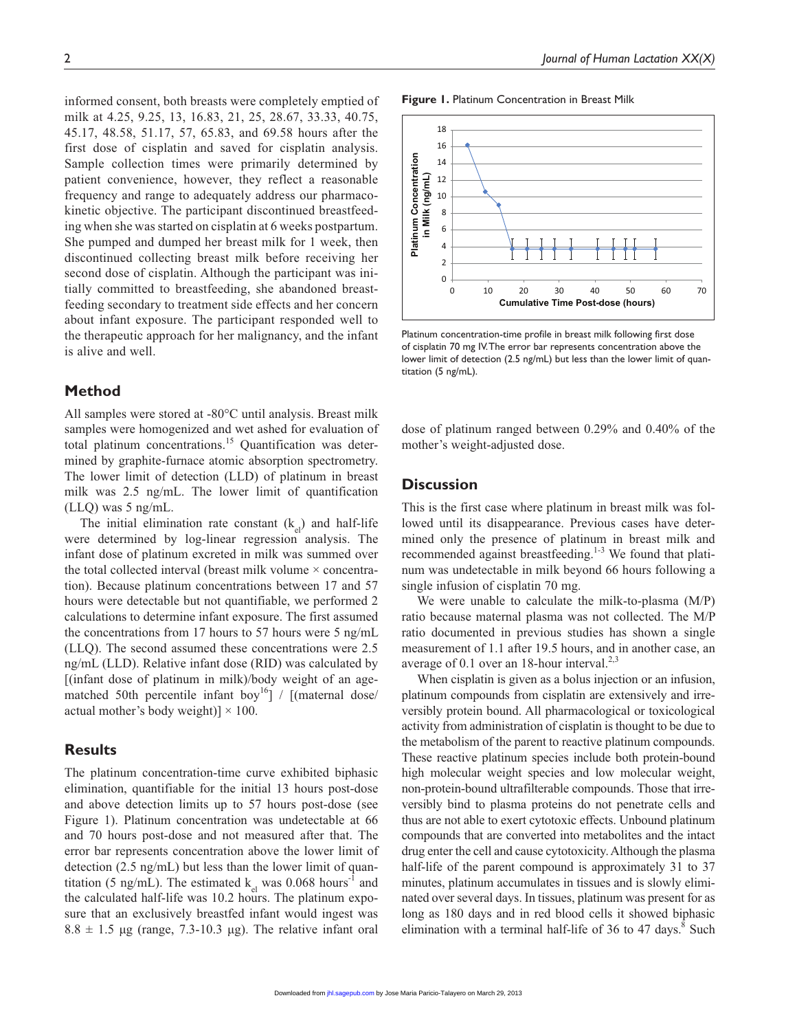informed consent, both breasts were completely emptied of milk at 4.25, 9.25, 13, 16.83, 21, 25, 28.67, 33.33, 40.75, 45.17, 48.58, 51.17, 57, 65.83, and 69.58 hours after the first dose of cisplatin and saved for cisplatin analysis. Sample collection times were primarily determined by patient convenience, however, they reflect a reasonable frequency and range to adequately address our pharmacokinetic objective. The participant discontinued breastfeeding when she was started on cisplatin at 6 weeks postpartum. She pumped and dumped her breast milk for 1 week, then discontinued collecting breast milk before receiving her second dose of cisplatin. Although the participant was initially committed to breastfeeding, she abandoned breastfeeding secondary to treatment side effects and her concern about infant exposure. The participant responded well to the therapeutic approach for her malignancy, and the infant is alive and well.

## Method

All samples were stored at -80°C until analysis. Breast milk samples were homogenized and wet ashed for evaluation of total platinum concentrations.[15] Quantification was determined by graphite-furnace atomic absorption spectrometry. The lower limit of detection (LLD) of platinum in breast milk was 2.5 ng/mL. The lower limit of quantification (LLQ) was 5 ng/mL.

The initial elimination rate constant ($k_{el}$) and half-life were determined by log-linear regression analysis. The infant dose of platinum excreted in milk was summed over the total collected interval (breast milk volume × concentration). Because platinum concentrations between 17 and 57 hours were detectable but not quantifiable, we performed 2 calculations to determine infant exposure. The first assumed the concentrations from 17 hours to 57 hours were 5 ng/mL (LLQ). The second assumed these concentrations were 2.5 ng/mL (LLD). Relative infant dose (RID) was calculated by [(infant dose of platinum in milk)/body weight of an age-matched 50th percentile infant boy[16]] / [(maternal dose/actual mother's body weight)] × 100.

## Results

The platinum concentration-time curve exhibited biphasic elimination, quantifiable for the initial 13 hours post-dose and above detection limits up to 57 hours post-dose (see Figure 1). Platinum concentration was undetectable at 66 and 70 hours post-dose and not measured after that. The error bar represents concentration above the lower limit of detection (2.5 ng/mL) but less than the lower limit of quantitation (5 ng/mL). The estimated $k_{el}$ was 0.068 hours$^{-1}$ and the calculated half-life was 10.2 hours. The platinum exposure that an exclusively breastfed infant would ingest was 8.8 ± 1.5 μg (range, 7.3-10.3 μg). The relative infant oral dose of platinum ranged between 0.29% and 0.40% of the mother's weight-adjusted dose.

**Figure 1.** Platinum Concentration in Breast Milk

Platinum concentration-time profile in breast milk following first dose of cisplatin 70 mg IV. The error bar represents concentration above the lower limit of detection (2.5 ng/mL) but less than the lower limit of quantitation (5 ng/mL).

## Discussion

This is the first case where platinum in breast milk was followed until its disappearance. Previous cases have determined only the presence of platinum in breast milk and recommended against breastfeeding.[1-3] We found that platinum was undetectable in milk beyond 66 hours following a single infusion of cisplatin 70 mg.

We were unable to calculate the milk-to-plasma (M/P) ratio because maternal plasma was not collected. The M/P ratio documented in previous studies has shown a single measurement of 1.1 after 19.5 hours, and in another case, an average of 0.1 over an 18-hour interval.[2,3]

When cisplatin is given as a bolus injection or an infusion, platinum compounds from cisplatin are extensively and irreversibly protein bound. All pharmacological or toxicological activity from administration of cisplatin is thought to be due to the metabolism of the parent to reactive platinum compounds. These reactive platinum species include both protein-bound high molecular weight species and low molecular weight, non-protein-bound ultrafilterable compounds. Those that irreversibly bind to plasma proteins do not penetrate cells and thus are not able to exert cytotoxic effects. Unbound platinum compounds that are converted into metabolites and the intact drug enter the cell and cause cytotoxicity. Although the plasma half-life of the parent compound is approximately 31 to 37 minutes, platinum accumulates in tissues and is slowly eliminated over several days. In tissues, platinum was present for as long as 180 days and in red blood cells it showed biphasic elimination with a terminal half-life of 36 to 47 days.[8] Such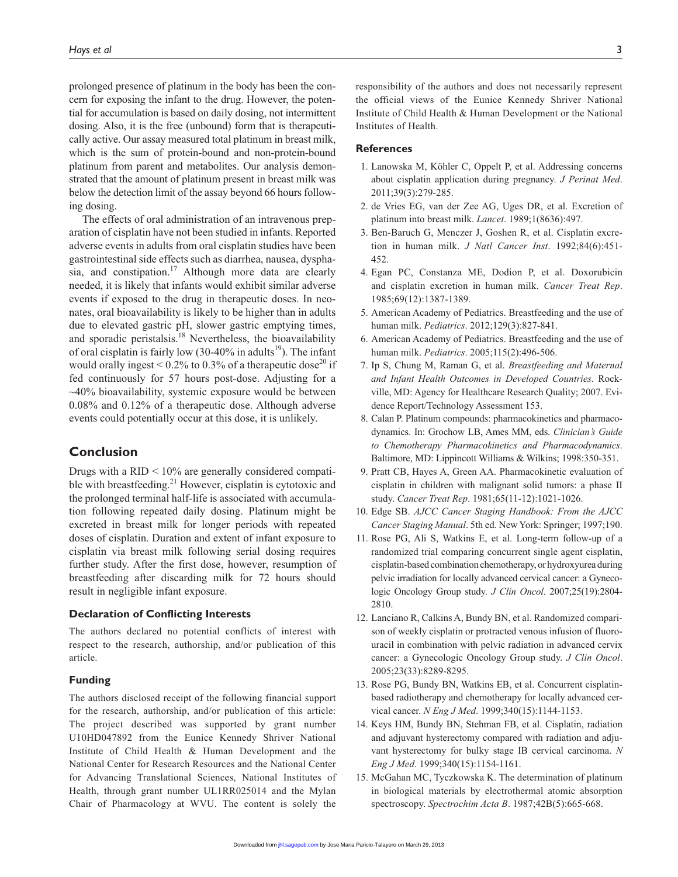prolonged presence of platinum in the body has been the concern for exposing the infant to the drug. However, the potential for accumulation is based on daily dosing, not intermittent dosing. Also, it is the free (unbound) form that is therapeutically active. Our assay measured total platinum in breast milk, which is the sum of protein-bound and non-protein-bound platinum from parent and metabolites. Our analysis demonstrated that the amount of platinum present in breast milk was below the detection limit of the assay beyond 66 hours following dosing.

The effects of oral administration of an intravenous preparation of cisplatin have not been studied in infants. Reported adverse events in adults from oral cisplatin studies have been gastrointestinal side effects such as diarrhea, nausea, dysphasia, and constipation.[17] Although more data are clearly needed, it is likely that infants would exhibit similar adverse events if exposed to the drug in therapeutic doses. In neonates, oral bioavailability is likely to be higher than in adults due to elevated gastric pH, slower gastric emptying times, and sporadic peristalsis.[18] Nevertheless, the bioavailability of oral cisplatin is fairly low (30-40% in adults[19]). The infant would orally ingest < 0.2% to 0.3% of a therapeutic dose[20] if fed continuously for 57 hours post-dose. Adjusting for a ~40% bioavailability, systemic exposure would be between 0.08% and 0.12% of a therapeutic dose. Although adverse events could potentially occur at this dose, it is unlikely.

## Conclusion

Drugs with a RID < 10% are generally considered compatible with breastfeeding.[21] However, cisplatin is cytotoxic and the prolonged terminal half-life is associated with accumulation following repeated daily dosing. Platinum might be excreted in breast milk for longer periods with repeated doses of cisplatin. Duration and extent of infant exposure to cisplatin via breast milk following serial dosing requires further study. After the first dose, however, resumption of breastfeeding after discarding milk for 72 hours should result in negligible infant exposure.

### Declaration of Conflicting Interests

The authors declared no potential conflicts of interest with respect to the research, authorship, and/or publication of this article.

### Funding

The authors disclosed receipt of the following financial support for the research, authorship, and/or publication of this article: The project described was supported by grant number U10HD047892 from the Eunice Kennedy Shriver National Institute of Child Health & Human Development and the National Center for Research Resources and the National Center for Advancing Translational Sciences, National Institutes of Health, through grant number UL1RR025014 and the Mylan Chair of Pharmacology at WVU. The content is solely the responsibility of the authors and does not necessarily represent the official views of the Eunice Kennedy Shriver National Institute of Child Health & Human Development or the National Institutes of Health.

### References

1. Lanowska M, Köhler C, Oppelt P, et al. Addressing concerns about cisplatin application during pregnancy. *J Perinat Med*. 2011;39(3):279-285.
2. de Vries EG, van der Zee AG, Uges DR, et al. Excretion of platinum into breast milk. *Lancet*. 1989;1(8636):497.
3. Ben-Baruch G, Menczer J, Goshen R, et al. Cisplatin excretion in human milk. *J Natl Cancer Inst*. 1992;84(6):451-452.
4. Egan PC, Constanza ME, Dodion P, et al. Doxorubicin and cisplatin excretion in human milk. *Cancer Treat Rep*. 1985;69(12):1387-1389.
5. American Academy of Pediatrics. Breastfeeding and the use of human milk. *Pediatrics*. 2012;129(3):827-841.
6. American Academy of Pediatrics. Breastfeeding and the use of human milk. *Pediatrics*. 2005;115(2):496-506.
7. Ip S, Chung M, Raman G, et al. *Breastfeeding and Maternal and Infant Health Outcomes in Developed Countries.* Rockville, MD: Agency for Healthcare Research Quality; 2007. Evidence Report/Technology Assessment 153.
8. Calan P. Platinum compounds: pharmacokinetics and pharmacodynamics. In: Grochow LB, Ames MM, eds. *Clinician's Guide to Chemotherapy Pharmacokinetics and Pharmacodynamics*. Baltimore, MD: Lippincott Williams & Wilkins; 1998:350-351.
9. Pratt CB, Hayes A, Green AA. Pharmacokinetic evaluation of cisplatin in children with malignant solid tumors: a phase II study. *Cancer Treat Rep*. 1981;65(11-12):1021-1026.
10. Edge SB. *AJCC Cancer Staging Handbook: From the AJCC Cancer Staging Manual*. 5th ed. New York: Springer; 1997;190.
11. Rose PG, Ali S, Watkins E, et al. Long-term follow-up of a randomized trial comparing concurrent single agent cisplatin, cisplatin-based combination chemotherapy, or hydroxyurea during pelvic irradiation for locally advanced cervical cancer: a Gynecologic Oncology Group study. *J Clin Oncol*. 2007;25(19):2804-2810.
12. Lanciano R, Calkins A, Bundy BN, et al. Randomized comparison of weekly cisplatin or protracted venous infusion of fluorouracil in combination with pelvic radiation in advanced cervix cancer: a Gynecologic Oncology Group study. *J Clin Oncol*. 2005;23(33):8289-8295.
13. Rose PG, Bundy BN, Watkins EB, et al. Concurrent cisplatin-based radiotherapy and chemotherapy for locally advanced cervical cancer. *N Eng J Med*. 1999;340(15):1144-1153.
14. Keys HM, Bundy BN, Stehman FB, et al. Cisplatin, radiation and adjuvant hysterectomy compared with radiation and adjuvant hysterectomy for bulky stage IB cervical carcinoma. *N Eng J Med*. 1999;340(15):1154-1161.
15. McGahan MC, Tyczkowska K. The determination of platinum in biological materials by electrothermal atomic absorption spectroscopy. *Spectrochim Acta B*. 1987;42B(5):665-668.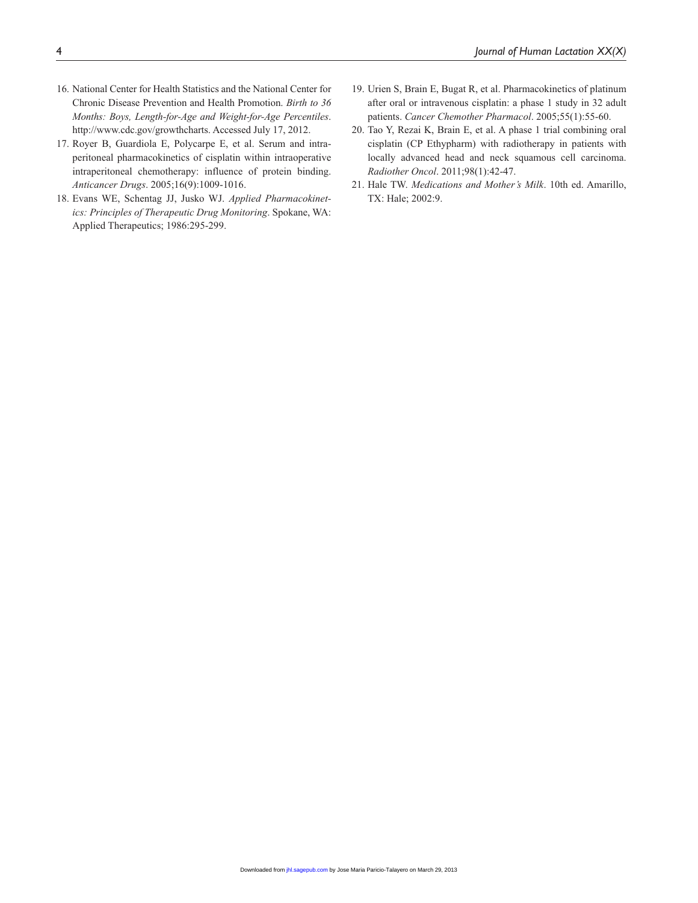16. National Center for Health Statistics and the National Center for Chronic Disease Prevention and Health Promotion. *Birth to 36 Months: Boys, Length-for-Age and Weight-for-Age Percentiles*. http://www.cdc.gov/growthcharts. Accessed July 17, 2012.
17. Royer B, Guardiola E, Polycarpe E, et al. Serum and intraperitoneal pharmacokinetics of cisplatin within intraoperative intraperitoneal chemotherapy: influence of protein binding. *Anticancer Drugs*. 2005;16(9):1009-1016.
18. Evans WE, Schentag JJ, Jusko WJ. *Applied Pharmacokinetics: Principles of Therapeutic Drug Monitoring*. Spokane, WA: Applied Therapeutics; 1986:295-299.
19. Urien S, Brain E, Bugat R, et al. Pharmacokinetics of platinum after oral or intravenous cisplatin: a phase 1 study in 32 adult patients. *Cancer Chemother Pharmacol*. 2005;55(1):55-60.
20. Tao Y, Rezai K, Brain E, et al. A phase 1 trial combining oral cisplatin (CP Ethypharm) with radiotherapy in patients with locally advanced head and neck squamous cell carcinoma. *Radiother Oncol*. 2011;98(1):42-47.
21. Hale TW. *Medications and Mother's Milk*. 10th ed. Amarillo, TX: Hale; 2002:9.